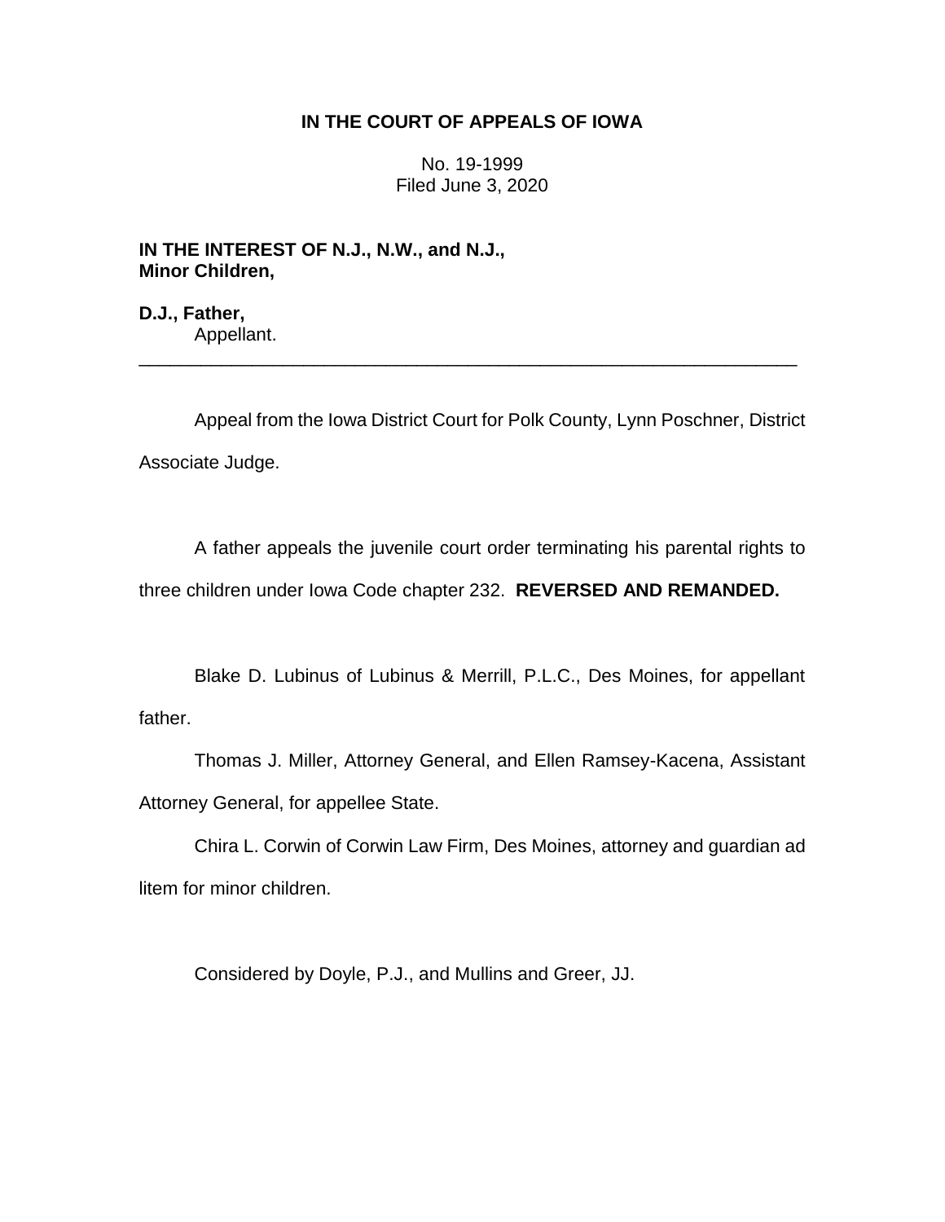**IN THE COURT OF APPEALS OF IOWA**

No. 19-1999
Filed June 3, 2020

**IN THE INTEREST OF N.J., N.W., and N.J., Minor Children,**

**D.J., Father,**
Appellant.

---

Appeal from the Iowa District Court for Polk County, Lynn Poschner, District Associate Judge.

A father appeals the juvenile court order terminating his parental rights to three children under Iowa Code chapter 232. **REVERSED AND REMANDED.**

Blake D. Lubinus of Lubinus & Merrill, P.L.C., Des Moines, for appellant father.

Thomas J. Miller, Attorney General, and Ellen Ramsey-Kacena, Assistant Attorney General, for appellee State.

Chira L. Corwin of Corwin Law Firm, Des Moines, attorney and guardian ad litem for minor children.

Considered by Doyle, P.J., and Mullins and Greer, JJ.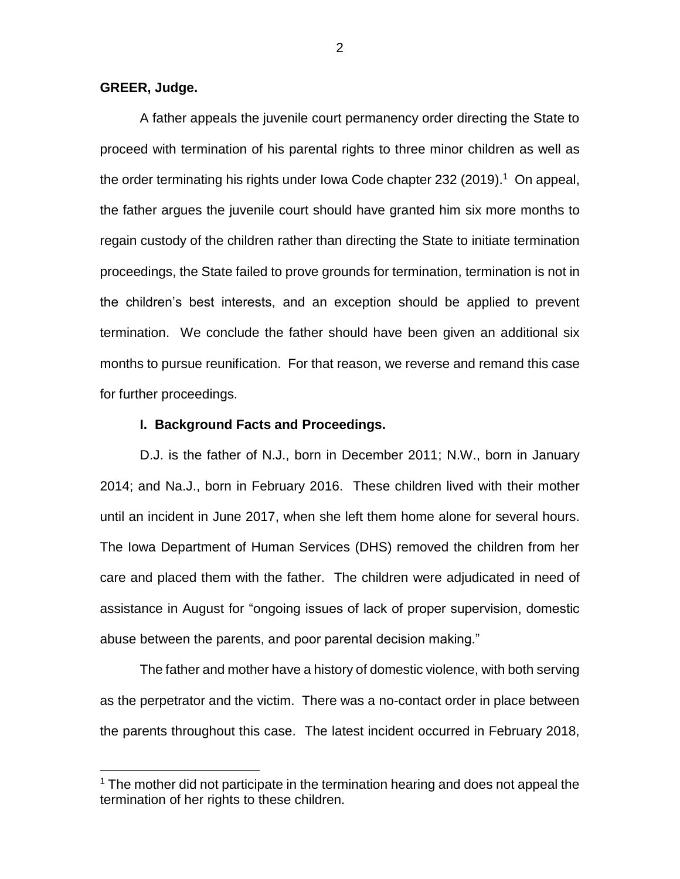**GREER, Judge.**

A father appeals the juvenile court permanency order directing the State to proceed with termination of his parental rights to three minor children as well as the order terminating his rights under Iowa Code chapter 232 (2019).[1] On appeal, the father argues the juvenile court should have granted him six more months to regain custody of the children rather than directing the State to initiate termination proceedings, the State failed to prove grounds for termination, termination is not in the children's best interests, and an exception should be applied to prevent termination. We conclude the father should have been given an additional six months to pursue reunification. For that reason, we reverse and remand this case for further proceedings.

## I. Background Facts and Proceedings.

D.J. is the father of N.J., born in December 2011; N.W., born in January 2014; and Na.J., born in February 2016. These children lived with their mother until an incident in June 2017, when she left them home alone for several hours. The Iowa Department of Human Services (DHS) removed the children from her care and placed them with the father. The children were adjudicated in need of assistance in August for "ongoing issues of lack of proper supervision, domestic abuse between the parents, and poor parental decision making."

The father and mother have a history of domestic violence, with both serving as the perpetrator and the victim. There was a no-contact order in place between the parents throughout this case. The latest incident occurred in February 2018,

[1] The mother did not participate in the termination hearing and does not appeal the termination of her rights to these children.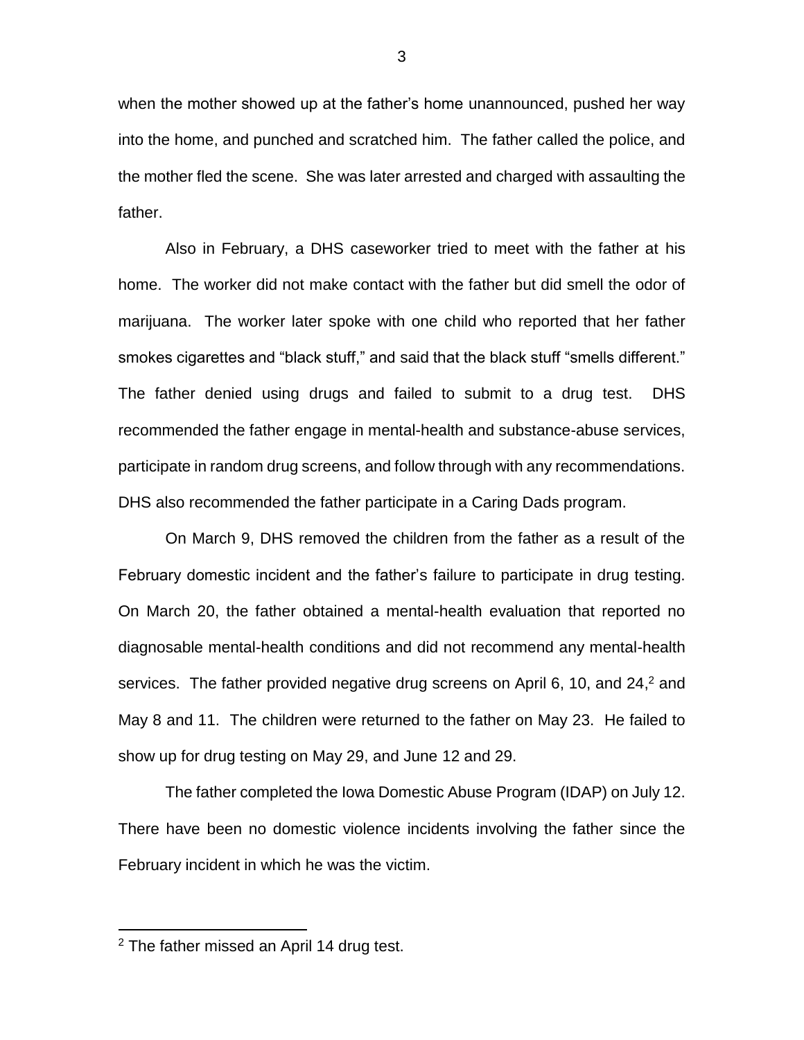when the mother showed up at the father's home unannounced, pushed her way into the home, and punched and scratched him. The father called the police, and the mother fled the scene. She was later arrested and charged with assaulting the father.

Also in February, a DHS caseworker tried to meet with the father at his home. The worker did not make contact with the father but did smell the odor of marijuana. The worker later spoke with one child who reported that her father smokes cigarettes and "black stuff," and said that the black stuff "smells different." The father denied using drugs and failed to submit to a drug test. DHS recommended the father engage in mental-health and substance-abuse services, participate in random drug screens, and follow through with any recommendations. DHS also recommended the father participate in a Caring Dads program.

On March 9, DHS removed the children from the father as a result of the February domestic incident and the father's failure to participate in drug testing. On March 20, the father obtained a mental-health evaluation that reported no diagnosable mental-health conditions and did not recommend any mental-health services. The father provided negative drug screens on April 6, 10, and 24,[2] and May 8 and 11. The children were returned to the father on May 23. He failed to show up for drug testing on May 29, and June 12 and 29.

The father completed the Iowa Domestic Abuse Program (IDAP) on July 12. There have been no domestic violence incidents involving the father since the February incident in which he was the victim.

---

[2] The father missed an April 14 drug test.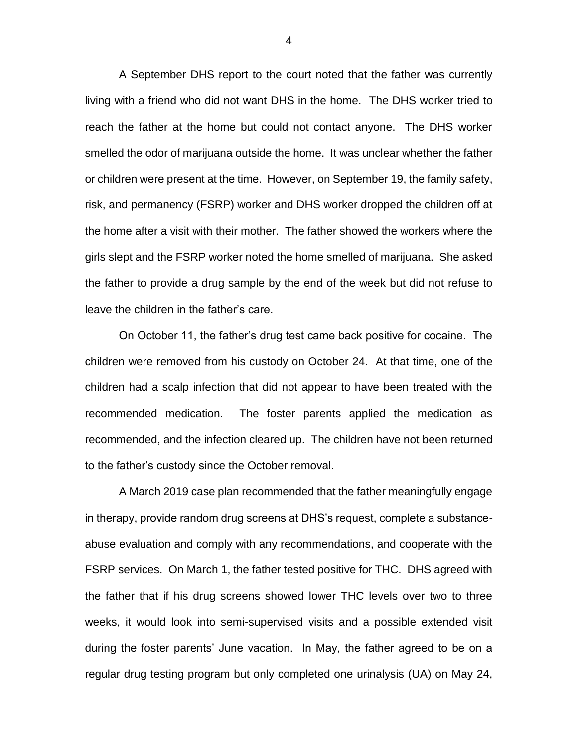A September DHS report to the court noted that the father was currently living with a friend who did not want DHS in the home. The DHS worker tried to reach the father at the home but could not contact anyone. The DHS worker smelled the odor of marijuana outside the home. It was unclear whether the father or children were present at the time. However, on September 19, the family safety, risk, and permanency (FSRP) worker and DHS worker dropped the children off at the home after a visit with their mother. The father showed the workers where the girls slept and the FSRP worker noted the home smelled of marijuana. She asked the father to provide a drug sample by the end of the week but did not refuse to leave the children in the father's care.

On October 11, the father's drug test came back positive for cocaine. The children were removed from his custody on October 24. At that time, one of the children had a scalp infection that did not appear to have been treated with the recommended medication. The foster parents applied the medication as recommended, and the infection cleared up. The children have not been returned to the father's custody since the October removal.

A March 2019 case plan recommended that the father meaningfully engage in therapy, provide random drug screens at DHS's request, complete a substance-abuse evaluation and comply with any recommendations, and cooperate with the FSRP services. On March 1, the father tested positive for THC. DHS agreed with the father that if his drug screens showed lower THC levels over two to three weeks, it would look into semi-supervised visits and a possible extended visit during the foster parents' June vacation. In May, the father agreed to be on a regular drug testing program but only completed one urinalysis (UA) on May 24,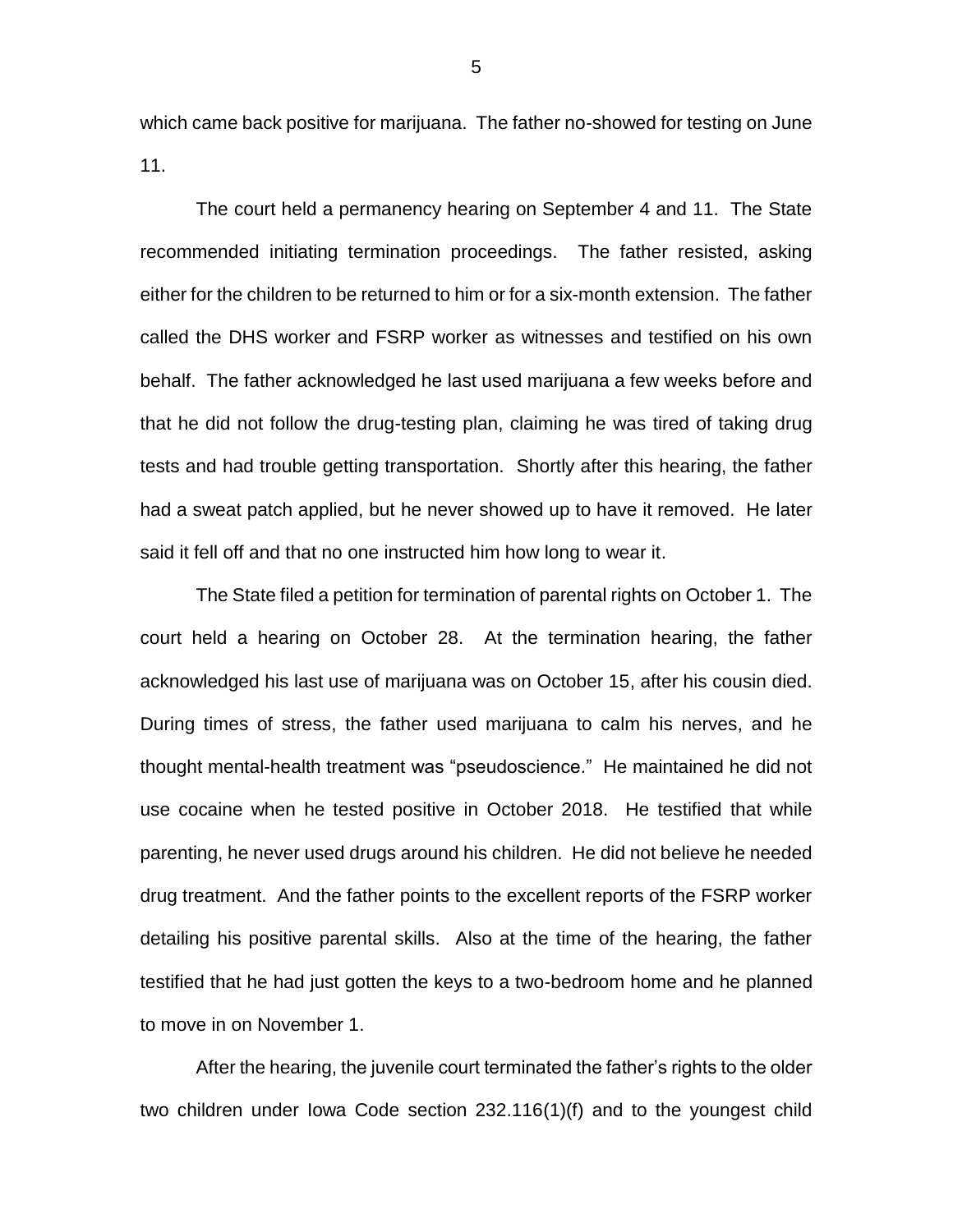which came back positive for marijuana. The father no-showed for testing on June 11.

The court held a permanency hearing on September 4 and 11. The State recommended initiating termination proceedings. The father resisted, asking either for the children to be returned to him or for a six-month extension. The father called the DHS worker and FSRP worker as witnesses and testified on his own behalf. The father acknowledged he last used marijuana a few weeks before and that he did not follow the drug-testing plan, claiming he was tired of taking drug tests and had trouble getting transportation. Shortly after this hearing, the father had a sweat patch applied, but he never showed up to have it removed. He later said it fell off and that no one instructed him how long to wear it.

The State filed a petition for termination of parental rights on October 1. The court held a hearing on October 28. At the termination hearing, the father acknowledged his last use of marijuana was on October 15, after his cousin died. During times of stress, the father used marijuana to calm his nerves, and he thought mental-health treatment was "pseudoscience." He maintained he did not use cocaine when he tested positive in October 2018. He testified that while parenting, he never used drugs around his children. He did not believe he needed drug treatment. And the father points to the excellent reports of the FSRP worker detailing his positive parental skills. Also at the time of the hearing, the father testified that he had just gotten the keys to a two-bedroom home and he planned to move in on November 1.

After the hearing, the juvenile court terminated the father's rights to the older two children under Iowa Code section 232.116(1)(f) and to the youngest child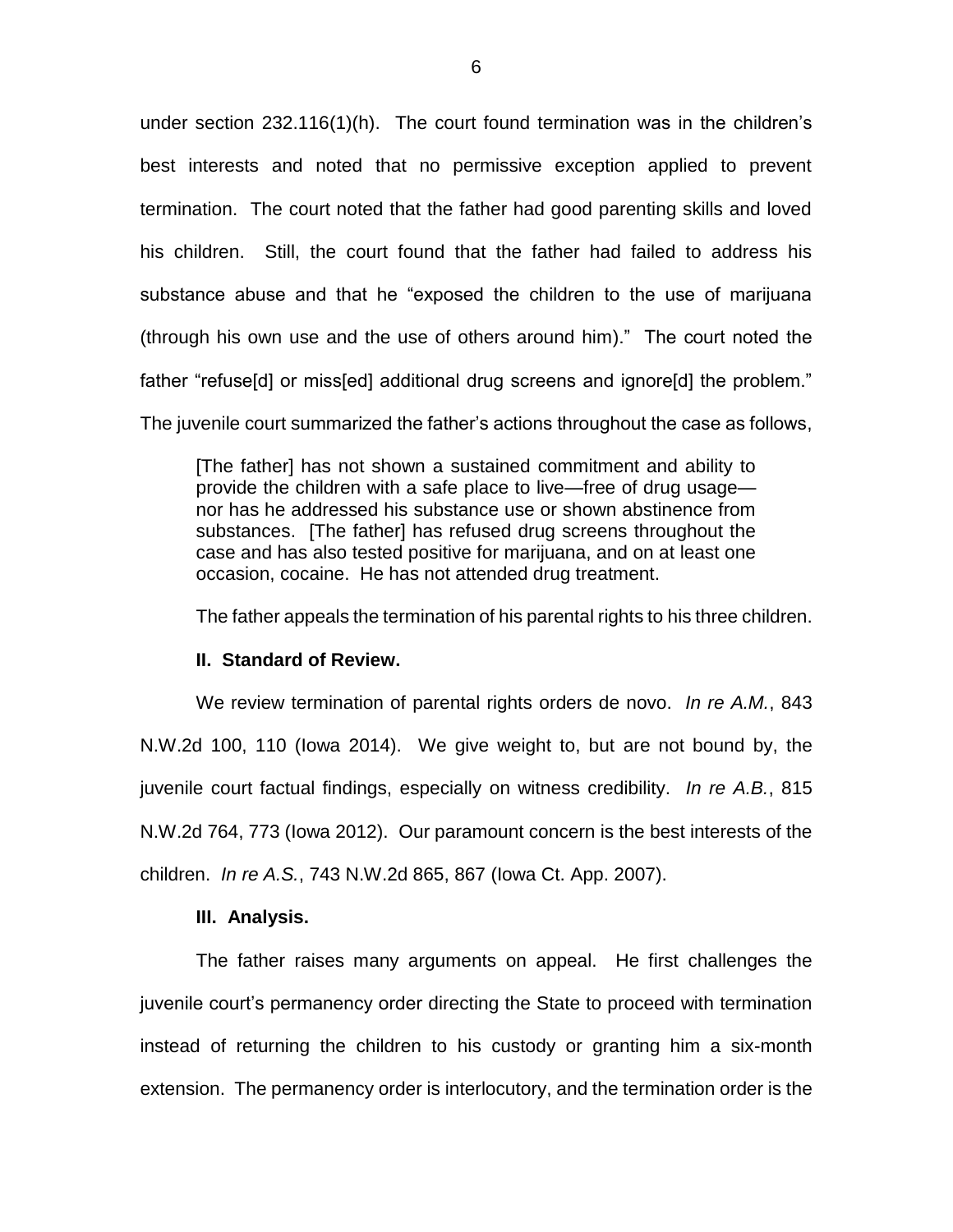under section 232.116(1)(h). The court found termination was in the children's best interests and noted that no permissive exception applied to prevent termination. The court noted that the father had good parenting skills and loved his children. Still, the court found that the father had failed to address his substance abuse and that he "exposed the children to the use of marijuana (through his own use and the use of others around him)." The court noted the father "refuse[d] or miss[ed] additional drug screens and ignore[d] the problem." The juvenile court summarized the father's actions throughout the case as follows,

> [The father] has not shown a sustained commitment and ability to provide the children with a safe place to live—free of drug usage—nor has he addressed his substance use or shown abstinence from substances. [The father] has refused drug screens throughout the case and has also tested positive for marijuana, and on at least one occasion, cocaine. He has not attended drug treatment.

The father appeals the termination of his parental rights to his three children.

## II. Standard of Review.

We review termination of parental rights orders de novo. *In re A.M.*, 843 N.W.2d 100, 110 (Iowa 2014). We give weight to, but are not bound by, the juvenile court factual findings, especially on witness credibility. *In re A.B.*, 815 N.W.2d 764, 773 (Iowa 2012). Our paramount concern is the best interests of the children. *In re A.S.*, 743 N.W.2d 865, 867 (Iowa Ct. App. 2007).

## III. Analysis.

The father raises many arguments on appeal. He first challenges the juvenile court's permanency order directing the State to proceed with termination instead of returning the children to his custody or granting him a six-month extension. The permanency order is interlocutory, and the termination order is the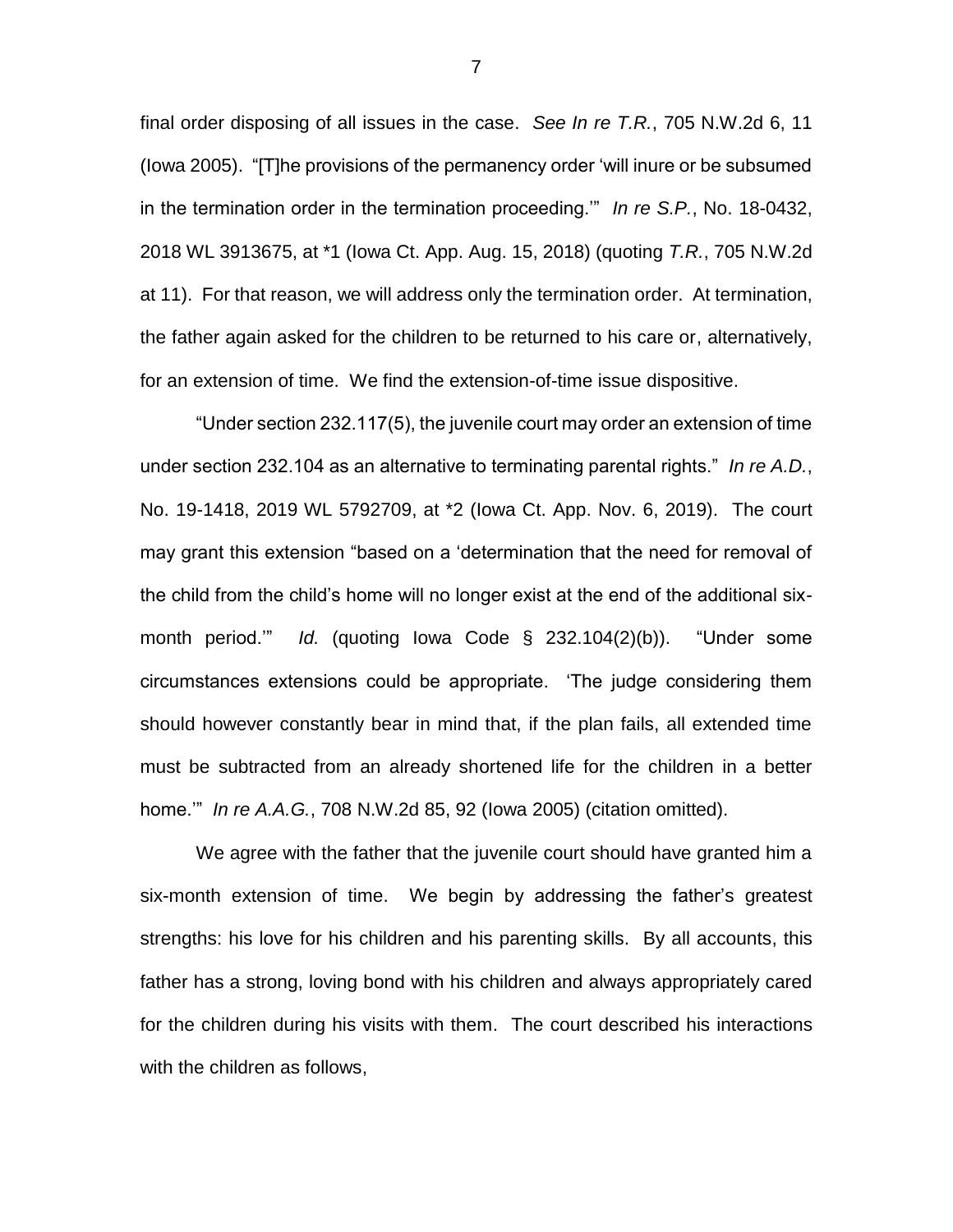final order disposing of all issues in the case. *See In re T.R.*, 705 N.W.2d 6, 11 (Iowa 2005). "[T]he provisions of the permanency order 'will inure or be subsumed in the termination order in the termination proceeding.'" *In re S.P.*, No. 18-0432, 2018 WL 3913675, at *1 (Iowa Ct. App. Aug. 15, 2018) (quoting *T.R.*, 705 N.W.2d at 11). For that reason, we will address only the termination order. At termination, the father again asked for the children to be returned to his care or, alternatively, for an extension of time. We find the extension-of-time issue dispositive.

"Under section 232.117(5), the juvenile court may order an extension of time under section 232.104 as an alternative to terminating parental rights." *In re A.D.*, No. 19-1418, 2019 WL 5792709, at *2 (Iowa Ct. App. Nov. 6, 2019). The court may grant this extension "based on a 'determination that the need for removal of the child from the child's home will no longer exist at the end of the additional six-month period.'" *Id.* (quoting Iowa Code § 232.104(2)(b)). "Under some circumstances extensions could be appropriate. 'The judge considering them should however constantly bear in mind that, if the plan fails, all extended time must be subtracted from an already shortened life for the children in a better home.'" *In re A.A.G.*, 708 N.W.2d 85, 92 (Iowa 2005) (citation omitted).

We agree with the father that the juvenile court should have granted him a six-month extension of time. We begin by addressing the father's greatest strengths: his love for his children and his parenting skills. By all accounts, this father has a strong, loving bond with his children and always appropriately cared for the children during his visits with them. The court described his interactions with the children as follows,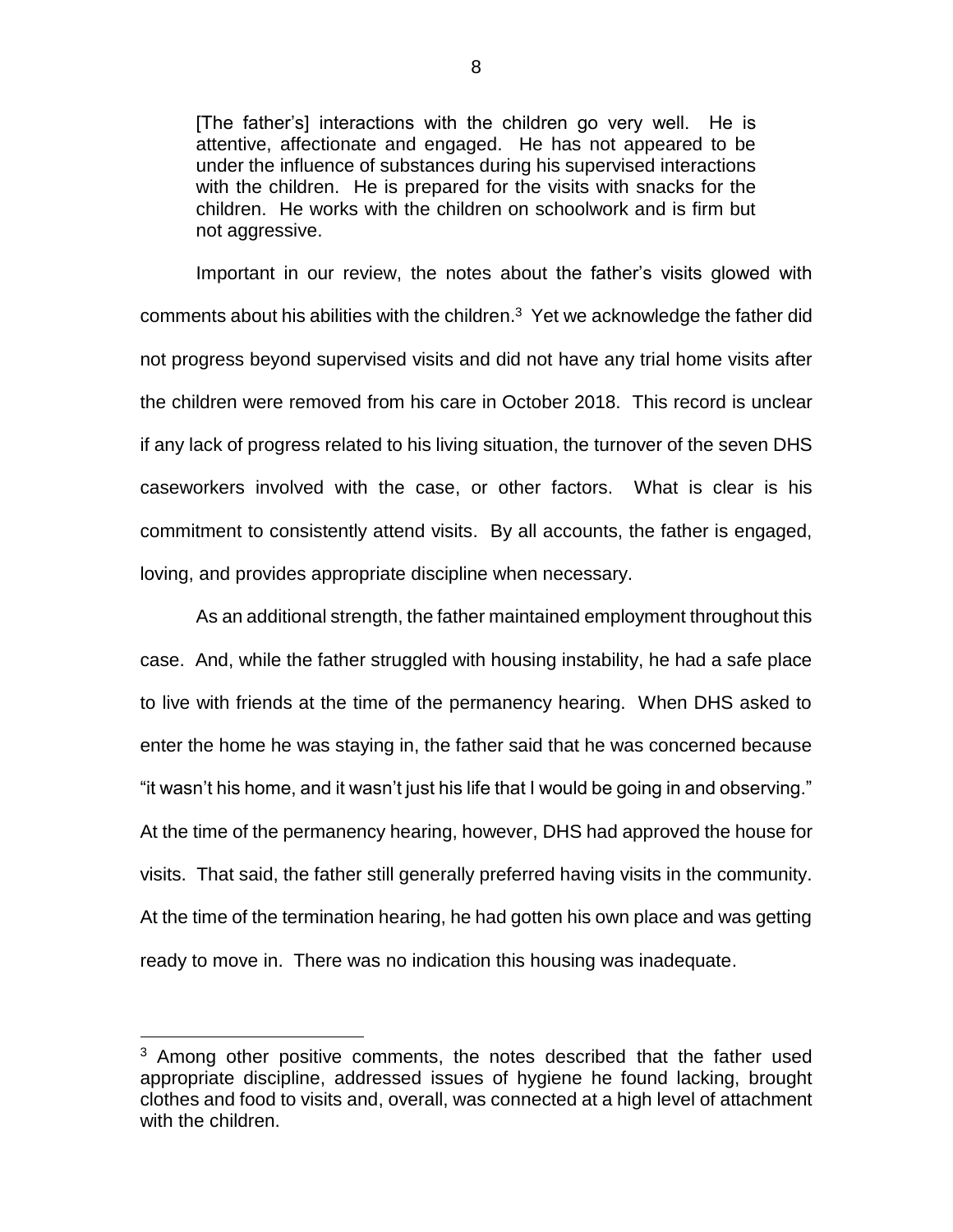> [The father's] interactions with the children go very well. He is attentive, affectionate and engaged. He has not appeared to be under the influence of substances during his supervised interactions with the children. He is prepared for the visits with snacks for the children. He works with the children on schoolwork and is firm but not aggressive.

Important in our review, the notes about the father's visits glowed with comments about his abilities with the children.[3] Yet we acknowledge the father did not progress beyond supervised visits and did not have any trial home visits after the children were removed from his care in October 2018. This record is unclear if any lack of progress related to his living situation, the turnover of the seven DHS caseworkers involved with the case, or other factors. What is clear is his commitment to consistently attend visits. By all accounts, the father is engaged, loving, and provides appropriate discipline when necessary.

As an additional strength, the father maintained employment throughout this case. And, while the father struggled with housing instability, he had a safe place to live with friends at the time of the permanency hearing. When DHS asked to enter the home he was staying in, the father said that he was concerned because "it wasn't his home, and it wasn't just his life that I would be going in and observing." At the time of the permanency hearing, however, DHS had approved the house for visits. That said, the father still generally preferred having visits in the community. At the time of the termination hearing, he had gotten his own place and was getting ready to move in. There was no indication this housing was inadequate.

[3] Among other positive comments, the notes described that the father used appropriate discipline, addressed issues of hygiene he found lacking, brought clothes and food to visits and, overall, was connected at a high level of attachment with the children.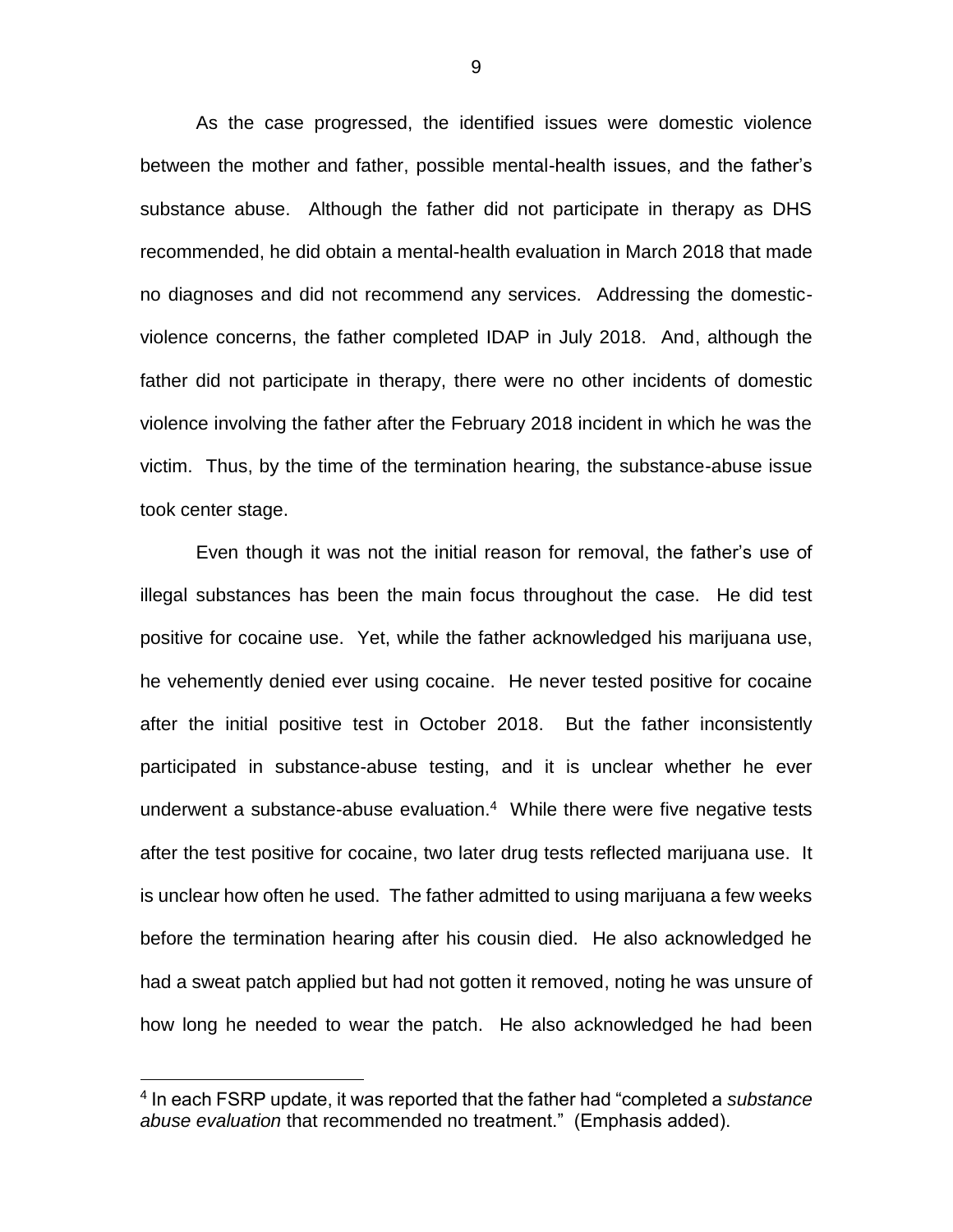As the case progressed, the identified issues were domestic violence between the mother and father, possible mental-health issues, and the father's substance abuse. Although the father did not participate in therapy as DHS recommended, he did obtain a mental-health evaluation in March 2018 that made no diagnoses and did not recommend any services. Addressing the domestic-violence concerns, the father completed IDAP in July 2018. And, although the father did not participate in therapy, there were no other incidents of domestic violence involving the father after the February 2018 incident in which he was the victim. Thus, by the time of the termination hearing, the substance-abuse issue took center stage.

Even though it was not the initial reason for removal, the father's use of illegal substances has been the main focus throughout the case. He did test positive for cocaine use. Yet, while the father acknowledged his marijuana use, he vehemently denied ever using cocaine. He never tested positive for cocaine after the initial positive test in October 2018. But the father inconsistently participated in substance-abuse testing, and it is unclear whether he ever underwent a substance-abuse evaluation.[4] While there were five negative tests after the test positive for cocaine, two later drug tests reflected marijuana use. It is unclear how often he used. The father admitted to using marijuana a few weeks before the termination hearing after his cousin died. He also acknowledged he had a sweat patch applied but had not gotten it removed, noting he was unsure of how long he needed to wear the patch. He also acknowledged he had been

[4] In each FSRP update, it was reported that the father had "completed a *substance abuse evaluation* that recommended no treatment." (Emphasis added).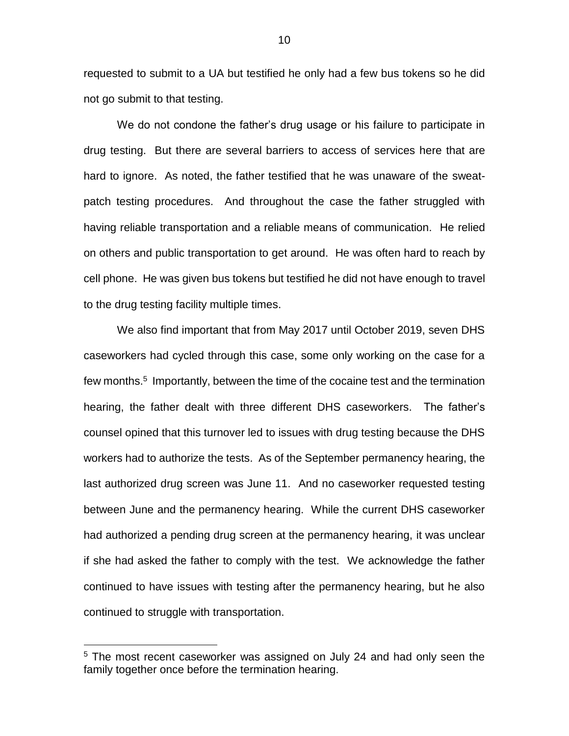requested to submit to a UA but testified he only had a few bus tokens so he did not go submit to that testing.

We do not condone the father's drug usage or his failure to participate in drug testing. But there are several barriers to access of services here that are hard to ignore. As noted, the father testified that he was unaware of the sweat-patch testing procedures. And throughout the case the father struggled with having reliable transportation and a reliable means of communication. He relied on others and public transportation to get around. He was often hard to reach by cell phone. He was given bus tokens but testified he did not have enough to travel to the drug testing facility multiple times.

We also find important that from May 2017 until October 2019, seven DHS caseworkers had cycled through this case, some only working on the case for a few months.[5] Importantly, between the time of the cocaine test and the termination hearing, the father dealt with three different DHS caseworkers. The father's counsel opined that this turnover led to issues with drug testing because the DHS workers had to authorize the tests. As of the September permanency hearing, the last authorized drug screen was June 11. And no caseworker requested testing between June and the permanency hearing. While the current DHS caseworker had authorized a pending drug screen at the permanency hearing, it was unclear if she had asked the father to comply with the test. We acknowledge the father continued to have issues with testing after the permanency hearing, but he also continued to struggle with transportation.

[5] The most recent caseworker was assigned on July 24 and had only seen the family together once before the termination hearing.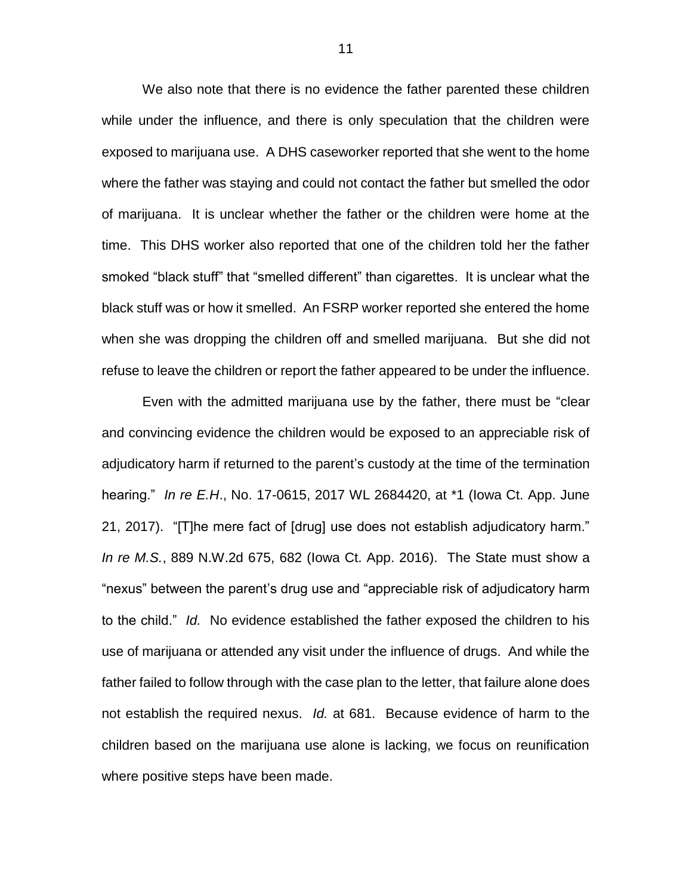We also note that there is no evidence the father parented these children while under the influence, and there is only speculation that the children were exposed to marijuana use. A DHS caseworker reported that she went to the home where the father was staying and could not contact the father but smelled the odor of marijuana. It is unclear whether the father or the children were home at the time. This DHS worker also reported that one of the children told her the father smoked "black stuff" that "smelled different" than cigarettes. It is unclear what the black stuff was or how it smelled. An FSRP worker reported she entered the home when she was dropping the children off and smelled marijuana. But she did not refuse to leave the children or report the father appeared to be under the influence.

Even with the admitted marijuana use by the father, there must be "clear and convincing evidence the children would be exposed to an appreciable risk of adjudicatory harm if returned to the parent's custody at the time of the termination hearing." *In re E.H*., No. 17-0615, 2017 WL 2684420, at *1 (Iowa Ct. App. June 21, 2017). "[T]he mere fact of [drug] use does not establish adjudicatory harm." *In re M.S.*, 889 N.W.2d 675, 682 (Iowa Ct. App. 2016). The State must show a "nexus" between the parent's drug use and "appreciable risk of adjudicatory harm to the child." *Id.* No evidence established the father exposed the children to his use of marijuana or attended any visit under the influence of drugs. And while the father failed to follow through with the case plan to the letter, that failure alone does not establish the required nexus. *Id.* at 681. Because evidence of harm to the children based on the marijuana use alone is lacking, we focus on reunification where positive steps have been made.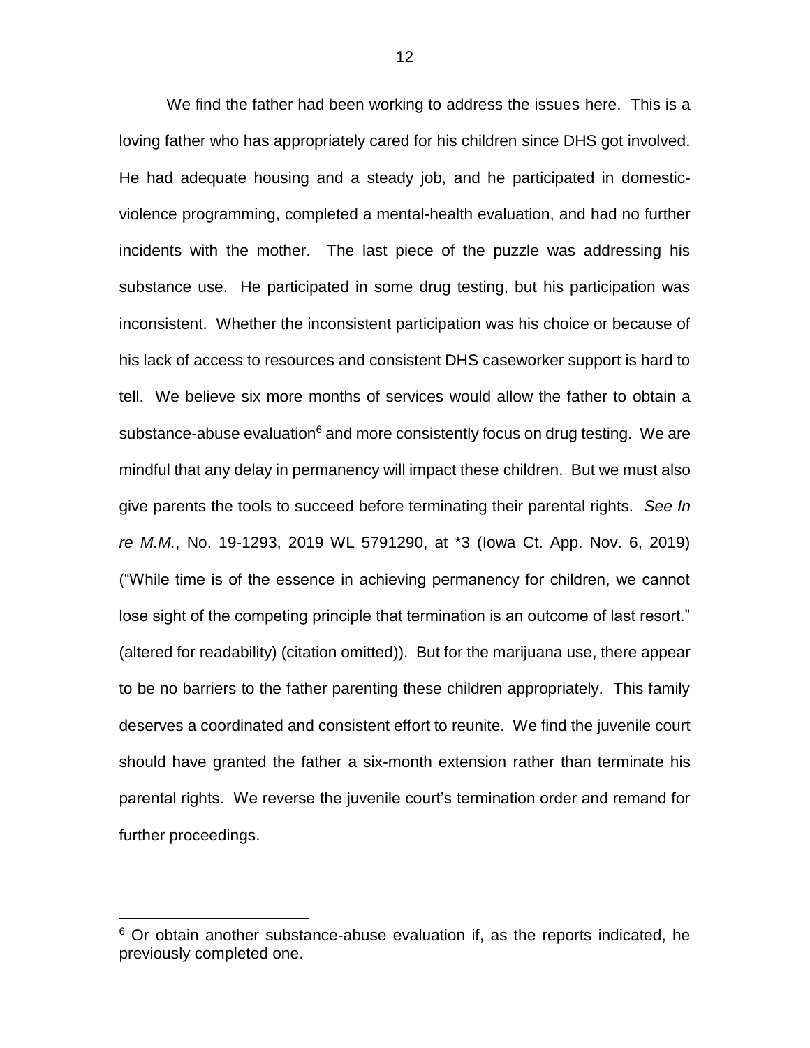We find the father had been working to address the issues here. This is a loving father who has appropriately cared for his children since DHS got involved. He had adequate housing and a steady job, and he participated in domestic-violence programming, completed a mental-health evaluation, and had no further incidents with the mother. The last piece of the puzzle was addressing his substance use. He participated in some drug testing, but his participation was inconsistent. Whether the inconsistent participation was his choice or because of his lack of access to resources and consistent DHS caseworker support is hard to tell. We believe six more months of services would allow the father to obtain a substance-abuse evaluation[6] and more consistently focus on drug testing. We are mindful that any delay in permanency will impact these children. But we must also give parents the tools to succeed before terminating their parental rights. *See In re M.M.*, No. 19-1293, 2019 WL 5791290, at *3 (Iowa Ct. App. Nov. 6, 2019) ("While time is of the essence in achieving permanency for children, we cannot lose sight of the competing principle that termination is an outcome of last resort." (altered for readability) (citation omitted)). But for the marijuana use, there appear to be no barriers to the father parenting these children appropriately. This family deserves a coordinated and consistent effort to reunite. We find the juvenile court should have granted the father a six-month extension rather than terminate his parental rights. We reverse the juvenile court's termination order and remand for further proceedings.

---

[6] Or obtain another substance-abuse evaluation if, as the reports indicated, he previously completed one.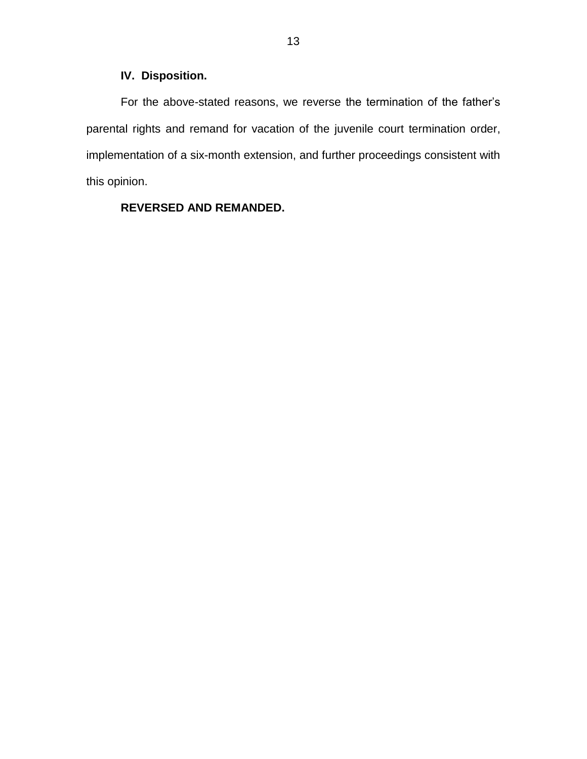### IV. Disposition.

For the above-stated reasons, we reverse the termination of the father's parental rights and remand for vacation of the juvenile court termination order, implementation of a six-month extension, and further proceedings consistent with this opinion.

**REVERSED AND REMANDED.**